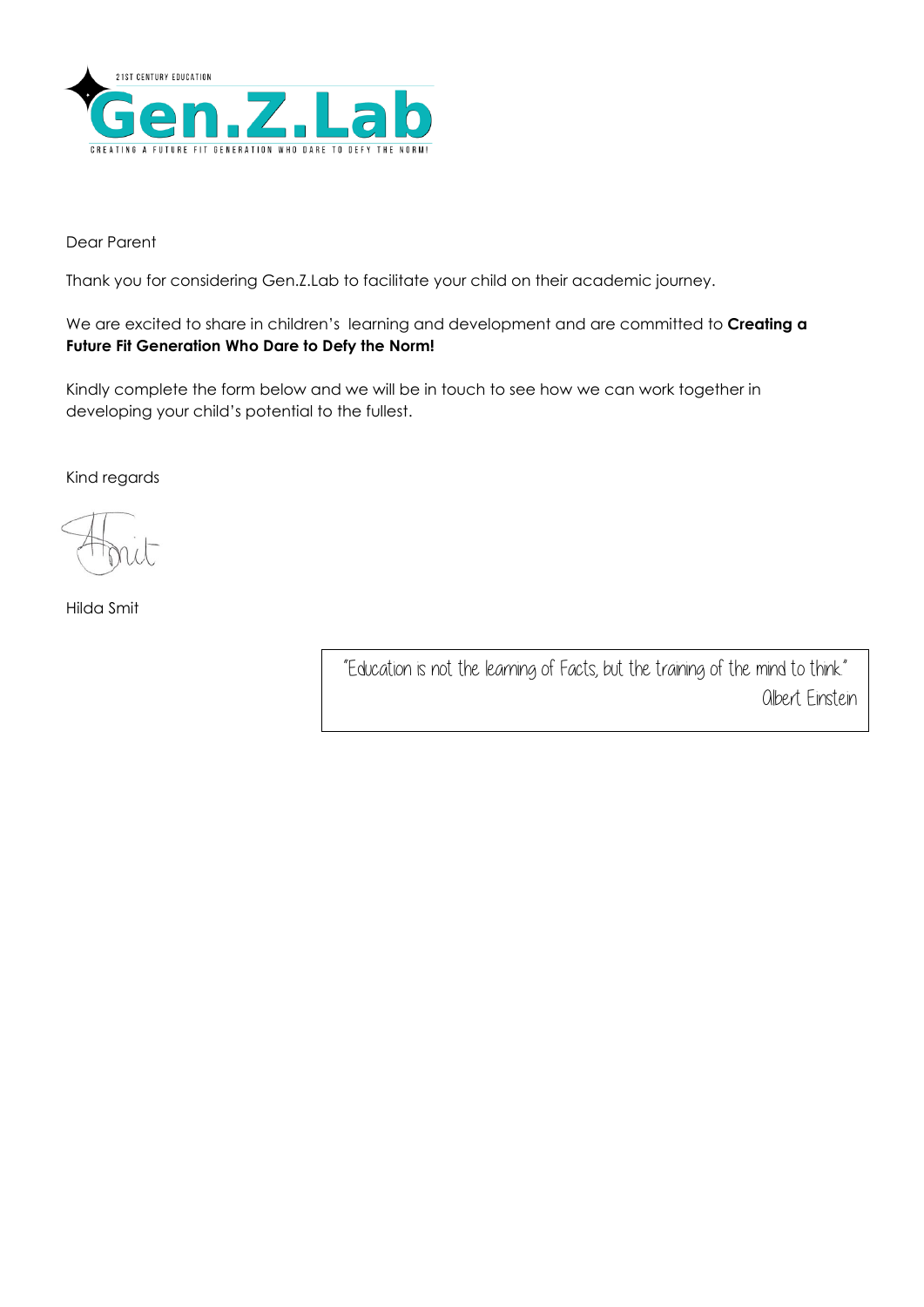21ST CENTURY EDUCATION

**Gen.Z.Lab**

CREATING A FUTURE FIT GENERATION WHO DARE TO DEFY THE NORM!

Dear Parent

Thank you for considering Gen.Z.Lab to facilitate your child on their academic journey.

We are excited to share in children's learning and development and are committed to **Creating a Future Fit Generation Who Dare to Defy the Norm!**

Kindly complete the form below and we will be in touch to see how we can work together in developing your child's potential to the fullest.

Kind regards

Hilda Smit

> "Education is not the learning of Facts, but the training of the mind to think."
>
> Albert Einstein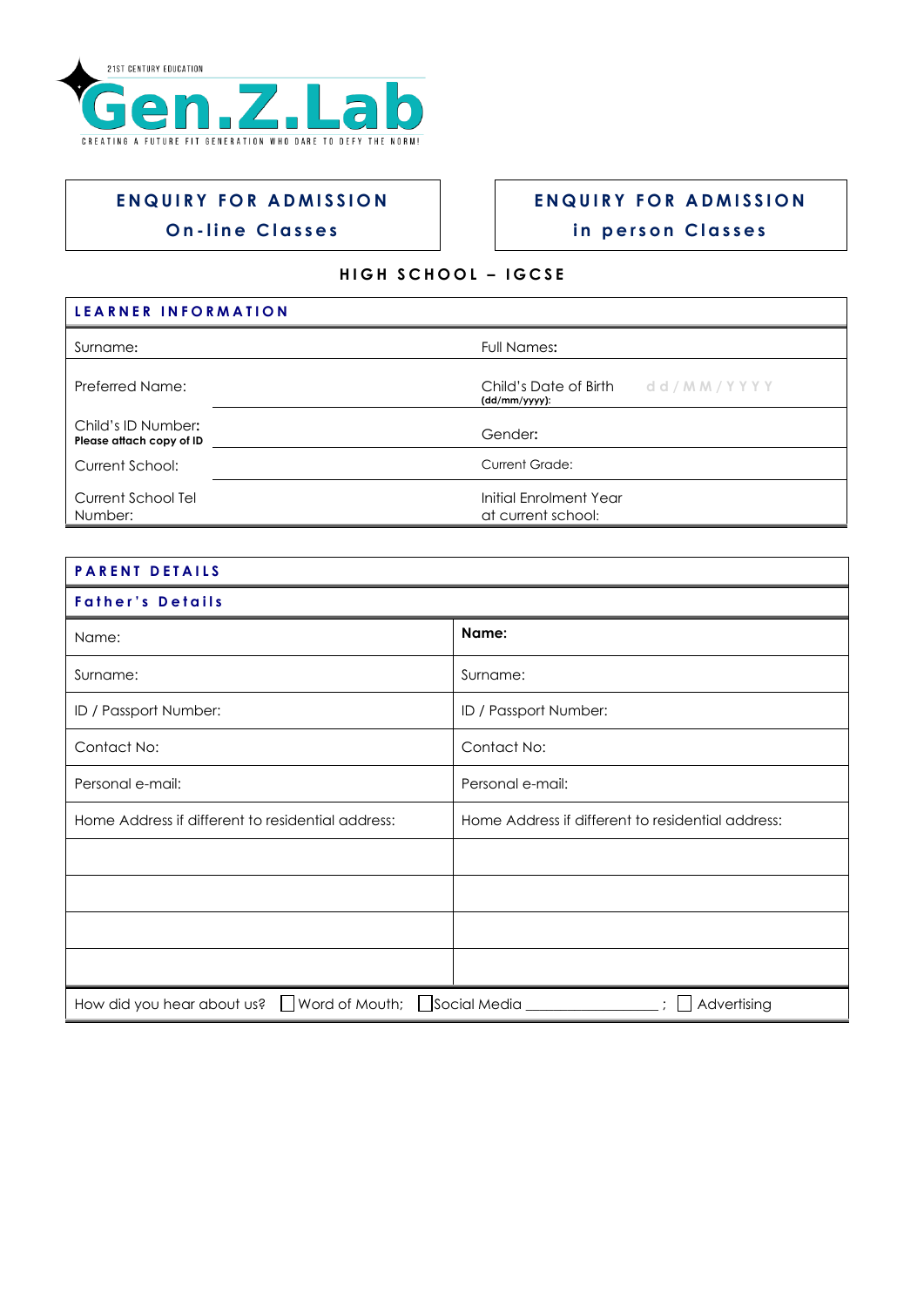21ST CENTURY EDUCATION

**Gen.Z.Lab**

CREATING A FUTURE FIT GENERATION WHO DARE TO DEFY THE NORM!

| ENQUIRY FOR ADMISSION On-line Classes | ENQUIRY FOR ADMISSION in person Classes |
|---|---|

## HIGH SCHOOL – IGCSE

| LEARNER INFORMATION | |
|---|---|
| Surname: | Full Names: |
| Preferred Name: | Child's Date of Birth (dd/mm/yyyy): dd/MM/YYYY |
| Child's ID Number: **Please attach copy of ID** | Gender: |
| Current School: | Current Grade: |
| Current School Tel Number: | Initial Enrolment Year at current school: |

| PARENT DETAILS | |
|---|---|
| **Father's Details** | |
| Name: | **Name:** |
| Surname: | Surname: |
| ID / Passport Number: | ID / Passport Number: |
| Contact No: | Contact No: |
| Personal e-mail: | Personal e-mail: |
| Home Address if different to residential address: | Home Address if different to residential address: |
| | |
| | |
| | |
| | |

How did you hear about us? ☐ Word of Mouth; ☐ Social Media ________________ ; ☐ Advertising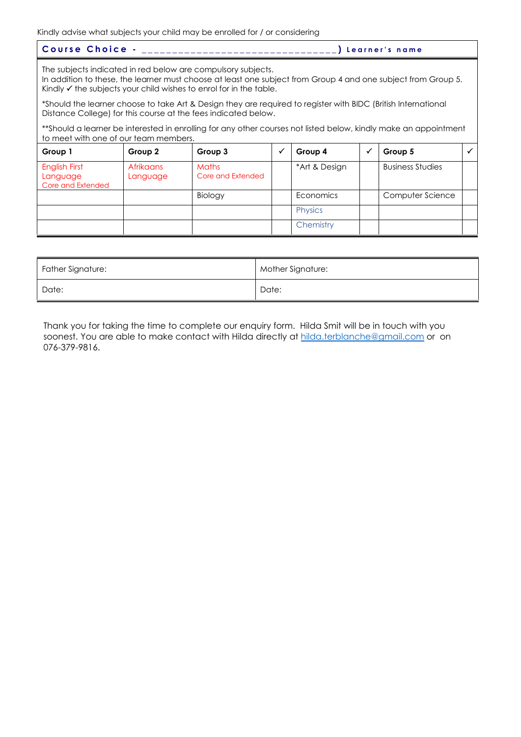Kindly advise what subjects your child may be enrolled for / or considering

**Course Choice - \_\_\_\_\_\_\_\_\_\_\_\_\_\_\_\_\_\_\_\_\_\_\_\_\_\_\_\_\_\_\_\_\_) Learner's name**

The subjects indicated in red below are compulsory subjects.
In addition to these, the learner must choose at least one subject from Group 4 and one subject from Group 5. Kindly ✓ the subjects your child wishes to enrol for in the table.

*Should the learner choose to take Art & Design they are required to register with BIDC (British International Distance College) for this course at the fees indicated below.

**Should a learner be interested in enrolling for any other courses not listed below, kindly make an appointment to meet with one of our team members.

| Group 1 | Group 2 | Group 3 | ✓ | Group 4 | ✓ | Group 5 | ✓ |
|---|---|---|---|---|---|---|---|
| English First Language Core and Extended | Afrikaans Language | Maths Core and Extended | | *Art & Design | | Business Studies | |
| | | Biology | | Economics | | Computer Science | |
| | | | | Physics | | | |
| | | | | Chemistry | | | |

| Father Signature: | Mother Signature: |
|---|---|
| Date: | Date: |

Thank you for taking the time to complete our enquiry form. Hilda Smit will be in touch with you soonest. You are able to make contact with Hilda directly at hilda.terblanche@gmail.com or on 076-379-9816.